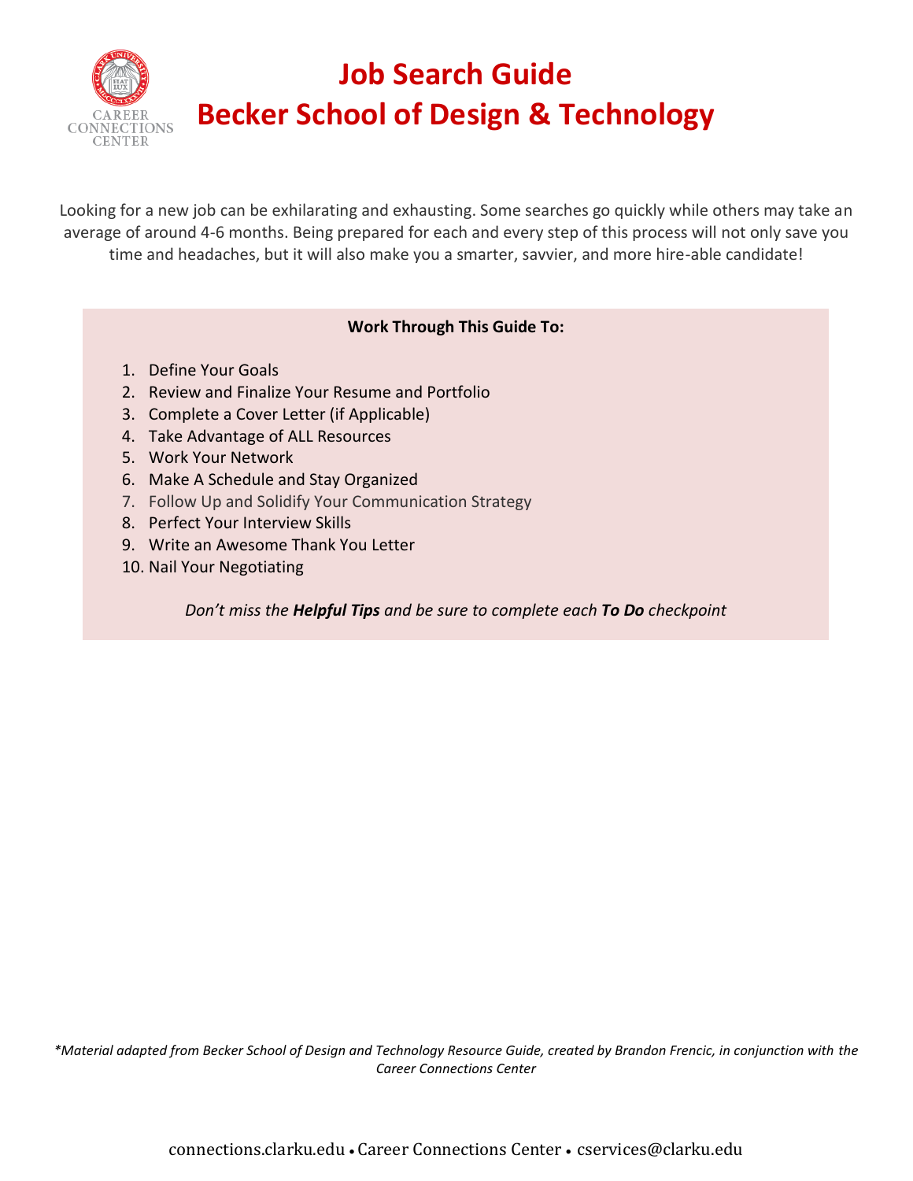# Job Search Guide
# Becker School of Design & Technology

Looking for a new job can be exhilarating and exhausting. Some searches go quickly while others may take an average of around 4-6 months. Being prepared for each and every step of this process will not only save you time and headaches, but it will also make you a smarter, savvier, and more hire-able candidate!

**Work Through This Guide To:**

1. Define Your Goals
2. Review and Finalize Your Resume and Portfolio
3. Complete a Cover Letter (if Applicable)
4. Take Advantage of ALL Resources
5. Work Your Network
6. Make A Schedule and Stay Organized
7. Follow Up and Solidify Your Communication Strategy
8. Perfect Your Interview Skills
9. Write an Awesome Thank You Letter
10. Nail Your Negotiating

*Don't miss the **Helpful Tips** and be sure to complete each **To Do** checkpoint*

*\*Material adapted from Becker School of Design and Technology Resource Guide, created by Brandon Frencic, in conjunction with the Career Connections Center*

connections.clarku.edu • Career Connections Center • cservices@clarku.edu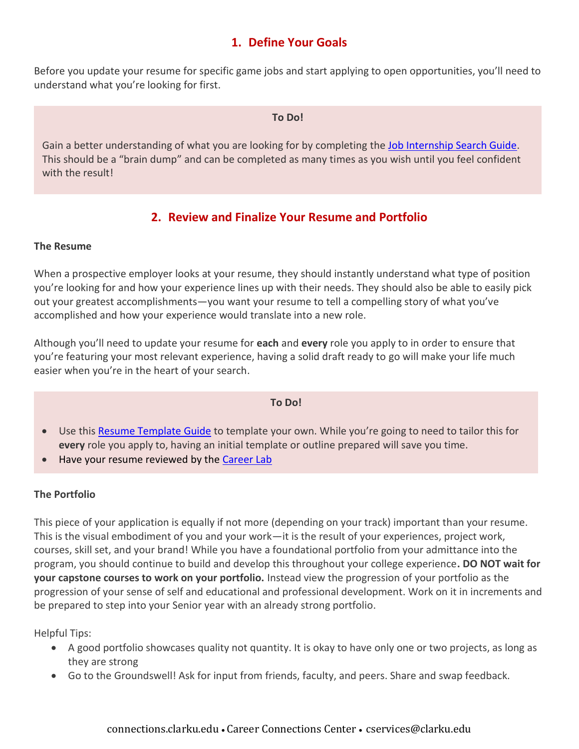## 1. Define Your Goals

Before you update your resume for specific game jobs and start applying to open opportunities, you'll need to understand what you're looking for first.

**To Do!**

Gain a better understanding of what you are looking for by completing the [Job Internship Search Guide](). This should be a "brain dump" and can be completed as many times as you wish until you feel confident with the result!

## 2. Review and Finalize Your Resume and Portfolio

**The Resume**

When a prospective employer looks at your resume, they should instantly understand what type of position you're looking for and how your experience lines up with their needs. They should also be able to easily pick out your greatest accomplishments—you want your resume to tell a compelling story of what you've accomplished and how your experience would translate into a new role.

Although you'll need to update your resume for **each** and **every** role you apply to in order to ensure that you're featuring your most relevant experience, having a solid draft ready to go will make your life much easier when you're in the heart of your search.

**To Do!**

- Use this [Resume Template Guide]() to template your own. While you're going to need to tailor this for **every** role you apply to, having an initial template or outline prepared will save you time.
- Have your resume reviewed by the [Career Lab]()

**The Portfolio**

This piece of your application is equally if not more (depending on your track) important than your resume. This is the visual embodiment of you and your work—it is the result of your experiences, project work, courses, skill set, and your brand! While you have a foundational portfolio from your admittance into the program, you should continue to build and develop this throughout your college experience**. DO NOT wait for your capstone courses to work on your portfolio.** Instead view the progression of your portfolio as the progression of your sense of self and educational and professional development. Work on it in increments and be prepared to step into your Senior year with an already strong portfolio.

Helpful Tips:

- A good portfolio showcases quality not quantity. It is okay to have only one or two projects, as long as they are strong
- Go to the Groundswell! Ask for input from friends, faculty, and peers. Share and swap feedback.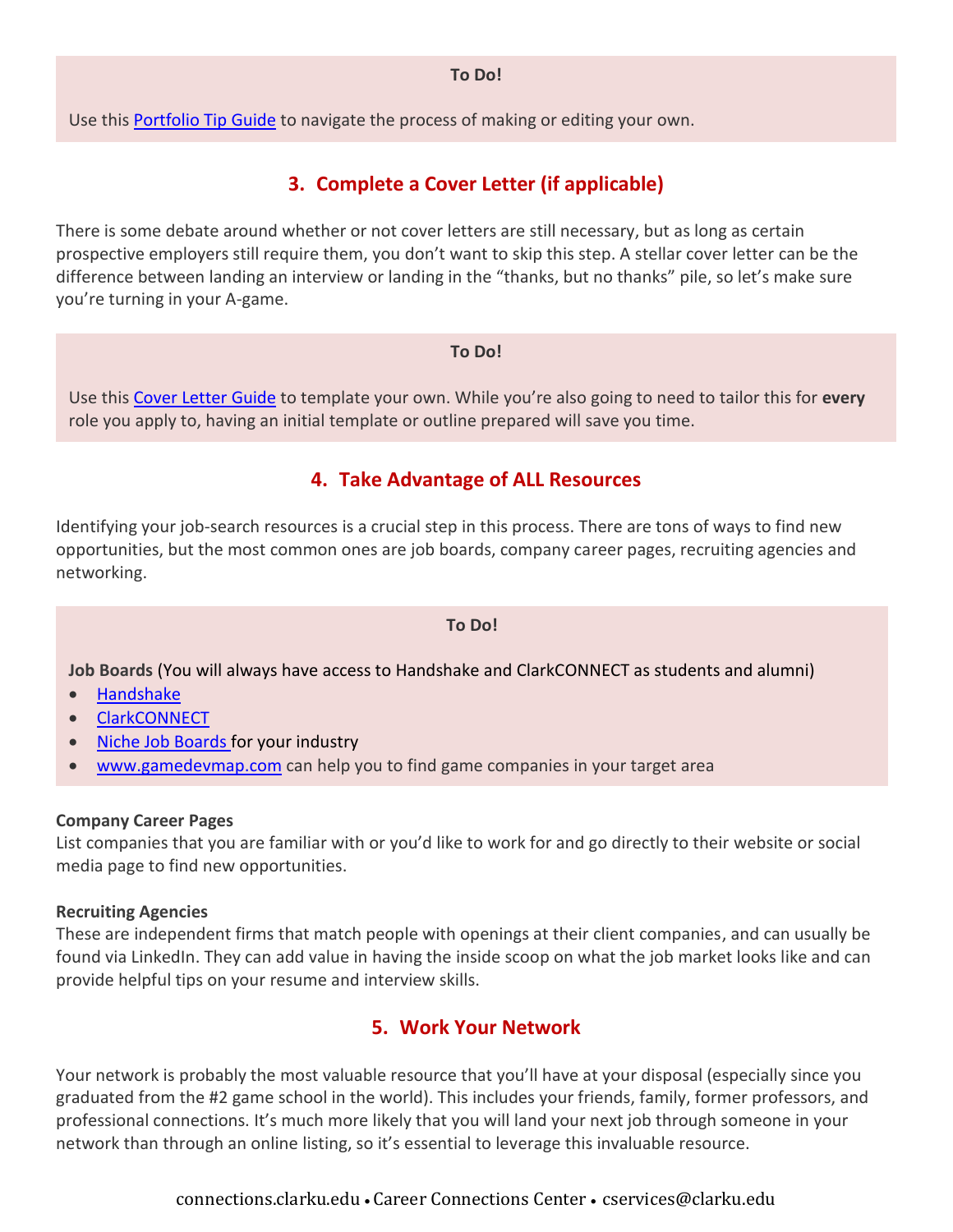**To Do!**

Use this Portfolio Tip Guide to navigate the process of making or editing your own.

## 3. Complete a Cover Letter (if applicable)

There is some debate around whether or not cover letters are still necessary, but as long as certain prospective employers still require them, you don't want to skip this step. A stellar cover letter can be the difference between landing an interview or landing in the "thanks, but no thanks" pile, so let's make sure you're turning in your A-game.

**To Do!**

Use this Cover Letter Guide to template your own. While you're also going to need to tailor this for **every** role you apply to, having an initial template or outline prepared will save you time.

## 4. Take Advantage of ALL Resources

Identifying your job-search resources is a crucial step in this process. There are tons of ways to find new opportunities, but the most common ones are job boards, company career pages, recruiting agencies and networking.

**To Do!**

**Job Boards** (You will always have access to Handshake and ClarkCONNECT as students and alumni)

- Handshake
- ClarkCONNECT
- Niche Job Boards for your industry
- www.gamedevmap.com can help you to find game companies in your target area

**Company Career Pages**
List companies that you are familiar with or you'd like to work for and go directly to their website or social media page to find new opportunities.

**Recruiting Agencies**
These are independent firms that match people with openings at their client companies, and can usually be found via LinkedIn. They can add value in having the inside scoop on what the job market looks like and can provide helpful tips on your resume and interview skills.

## 5. Work Your Network

Your network is probably the most valuable resource that you'll have at your disposal (especially since you graduated from the #2 game school in the world). This includes your friends, family, former professors, and professional connections. It's much more likely that you will land your next job through someone in your network than through an online listing, so it's essential to leverage this invaluable resource.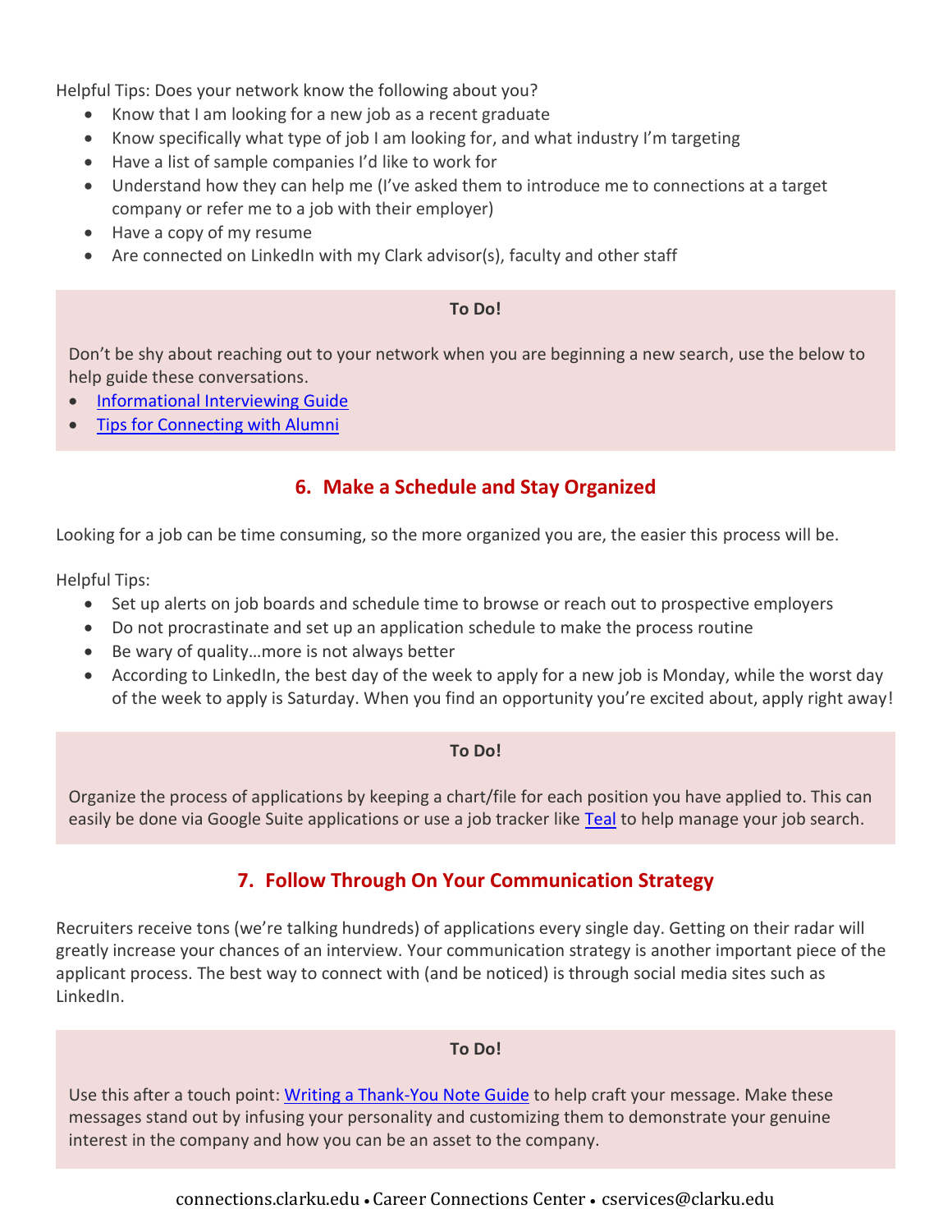Helpful Tips: Does your network know the following about you?

- Know that I am looking for a new job as a recent graduate
- Know specifically what type of job I am looking for, and what industry I'm targeting
- Have a list of sample companies I'd like to work for
- Understand how they can help me (I've asked them to introduce me to connections at a target company or refer me to a job with their employer)
- Have a copy of my resume
- Are connected on LinkedIn with my Clark advisor(s), faculty and other staff

**To Do!**

Don't be shy about reaching out to your network when you are beginning a new search, use the below to help guide these conversations.

- Informational Interviewing Guide
- Tips for Connecting with Alumni

## 6. Make a Schedule and Stay Organized

Looking for a job can be time consuming, so the more organized you are, the easier this process will be.

Helpful Tips:

- Set up alerts on job boards and schedule time to browse or reach out to prospective employers
- Do not procrastinate and set up an application schedule to make the process routine
- Be wary of quality…more is not always better
- According to LinkedIn, the best day of the week to apply for a new job is Monday, while the worst day of the week to apply is Saturday. When you find an opportunity you're excited about, apply right away!

**To Do!**

Organize the process of applications by keeping a chart/file for each position you have applied to. This can easily be done via Google Suite applications or use a job tracker like Teal to help manage your job search.

## 7. Follow Through On Your Communication Strategy

Recruiters receive tons (we're talking hundreds) of applications every single day. Getting on their radar will greatly increase your chances of an interview. Your communication strategy is another important piece of the applicant process. The best way to connect with (and be noticed) is through social media sites such as LinkedIn.

**To Do!**

Use this after a touch point: Writing a Thank-You Note Guide to help craft your message. Make these messages stand out by infusing your personality and customizing them to demonstrate your genuine interest in the company and how you can be an asset to the company.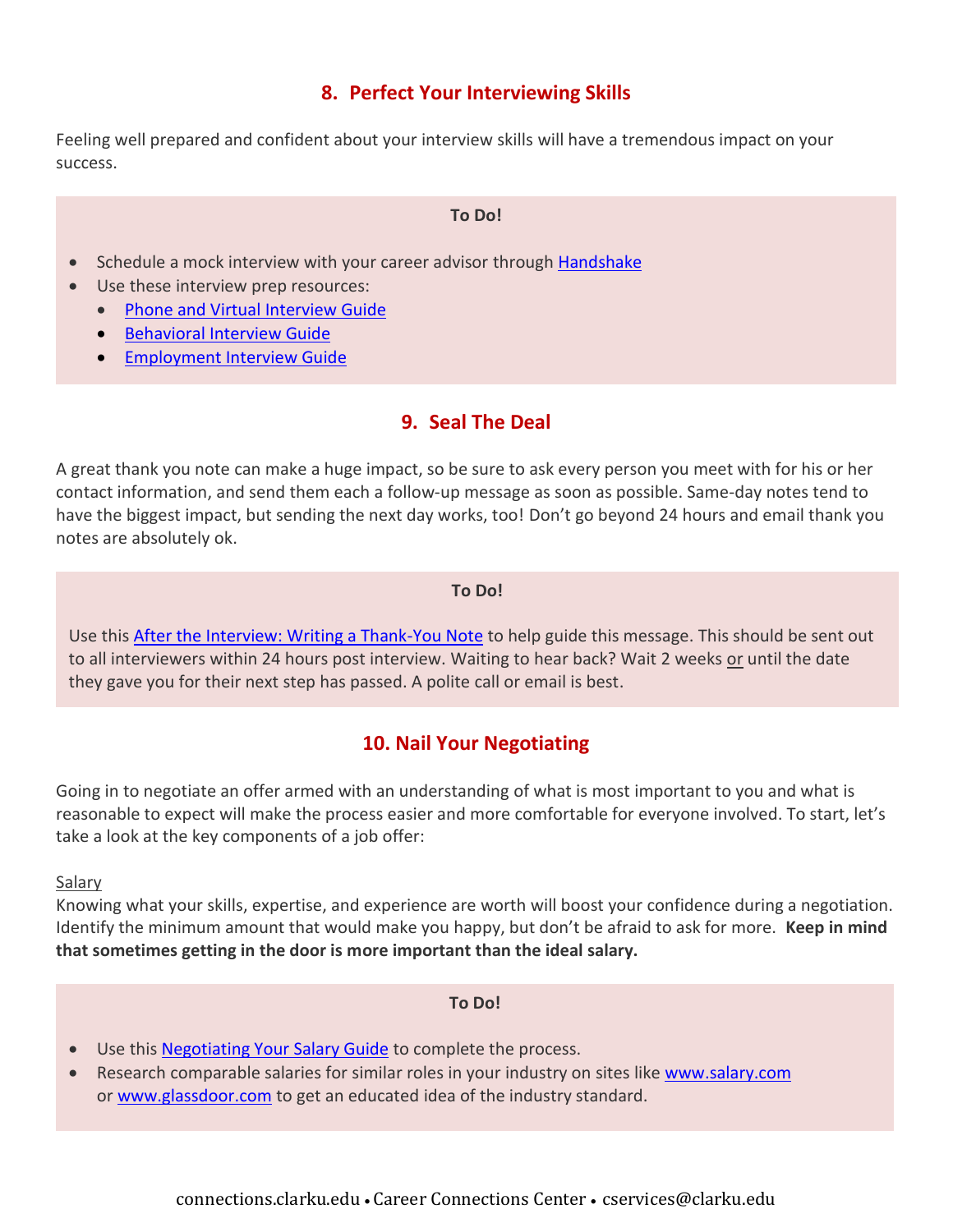## 8. Perfect Your Interviewing Skills

Feeling well prepared and confident about your interview skills will have a tremendous impact on your success.

**To Do!**

- Schedule a mock interview with your career advisor through Handshake
- Use these interview prep resources:
  - Phone and Virtual Interview Guide
  - Behavioral Interview Guide
  - Employment Interview Guide

## 9. Seal The Deal

A great thank you note can make a huge impact, so be sure to ask every person you meet with for his or her contact information, and send them each a follow-up message as soon as possible. Same-day notes tend to have the biggest impact, but sending the next day works, too! Don't go beyond 24 hours and email thank you notes are absolutely ok.

**To Do!**

Use this After the Interview: Writing a Thank-You Note to help guide this message. This should be sent out to all interviewers within 24 hours post interview. Waiting to hear back? Wait 2 weeks or until the date they gave you for their next step has passed. A polite call or email is best.

## 10. Nail Your Negotiating

Going in to negotiate an offer armed with an understanding of what is most important to you and what is reasonable to expect will make the process easier and more comfortable for everyone involved. To start, let's take a look at the key components of a job offer:

Salary

Knowing what your skills, expertise, and experience are worth will boost your confidence during a negotiation. Identify the minimum amount that would make you happy, but don't be afraid to ask for more. **Keep in mind that sometimes getting in the door is more important than the ideal salary.**

**To Do!**

- Use this Negotiating Your Salary Guide to complete the process.
- Research comparable salaries for similar roles in your industry on sites like www.salary.com or www.glassdoor.com to get an educated idea of the industry standard.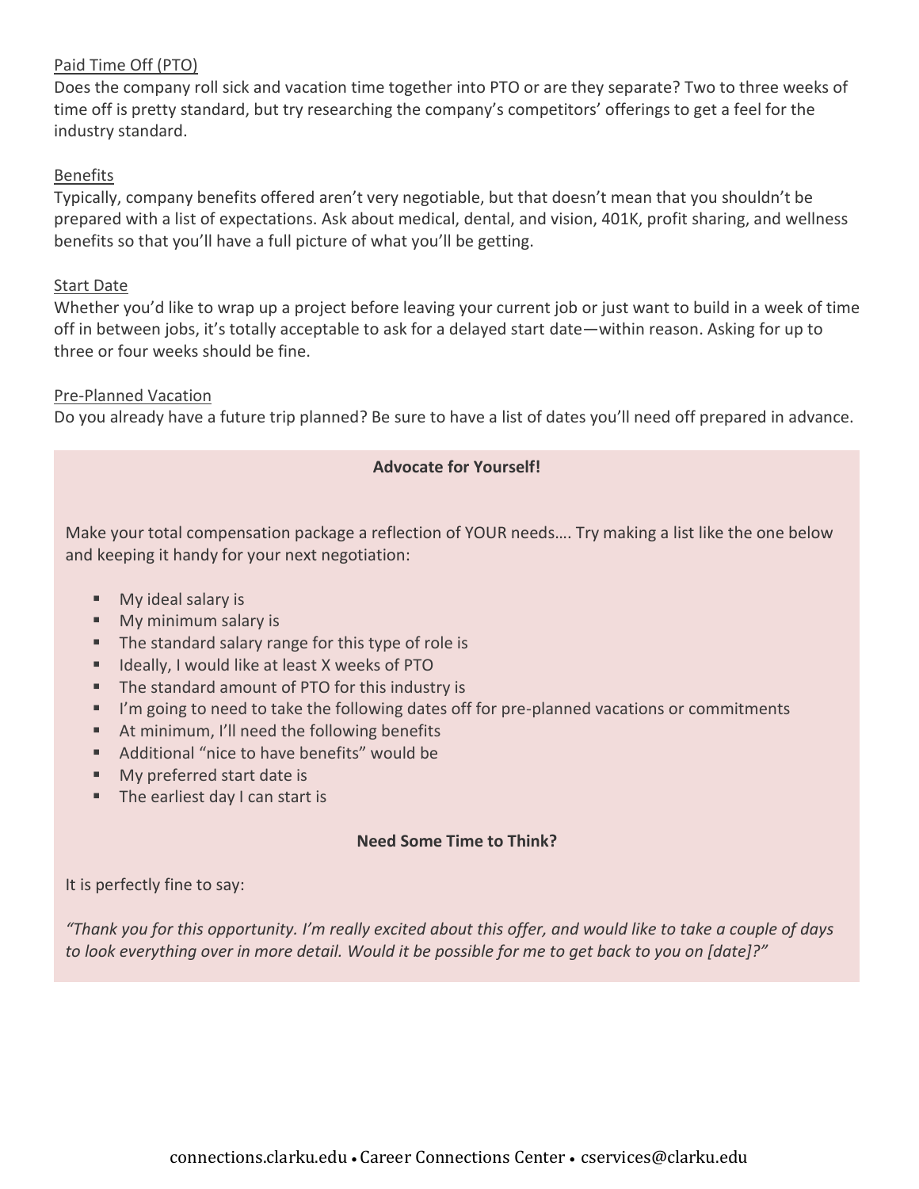Paid Time Off (PTO)

Does the company roll sick and vacation time together into PTO or are they separate? Two to three weeks of time off is pretty standard, but try researching the company's competitors' offerings to get a feel for the industry standard.

Benefits

Typically, company benefits offered aren't very negotiable, but that doesn't mean that you shouldn't be prepared with a list of expectations. Ask about medical, dental, and vision, 401K, profit sharing, and wellness benefits so that you'll have a full picture of what you'll be getting.

Start Date

Whether you'd like to wrap up a project before leaving your current job or just want to build in a week of time off in between jobs, it's totally acceptable to ask for a delayed start date—within reason. Asking for up to three or four weeks should be fine.

Pre-Planned Vacation

Do you already have a future trip planned? Be sure to have a list of dates you'll need off prepared in advance.

**Advocate for Yourself!**

Make your total compensation package a reflection of YOUR needs…. Try making a list like the one below and keeping it handy for your next negotiation:

- My ideal salary is
- My minimum salary is
- The standard salary range for this type of role is
- Ideally, I would like at least X weeks of PTO
- The standard amount of PTO for this industry is
- I'm going to need to take the following dates off for pre-planned vacations or commitments
- At minimum, I'll need the following benefits
- Additional "nice to have benefits" would be
- My preferred start date is
- The earliest day I can start is

**Need Some Time to Think?**

It is perfectly fine to say:

*"Thank you for this opportunity. I'm really excited about this offer, and would like to take a couple of days to look everything over in more detail. Would it be possible for me to get back to you on [date]?"*

connections.clarku.edu • Career Connections Center • cservices@clarku.edu